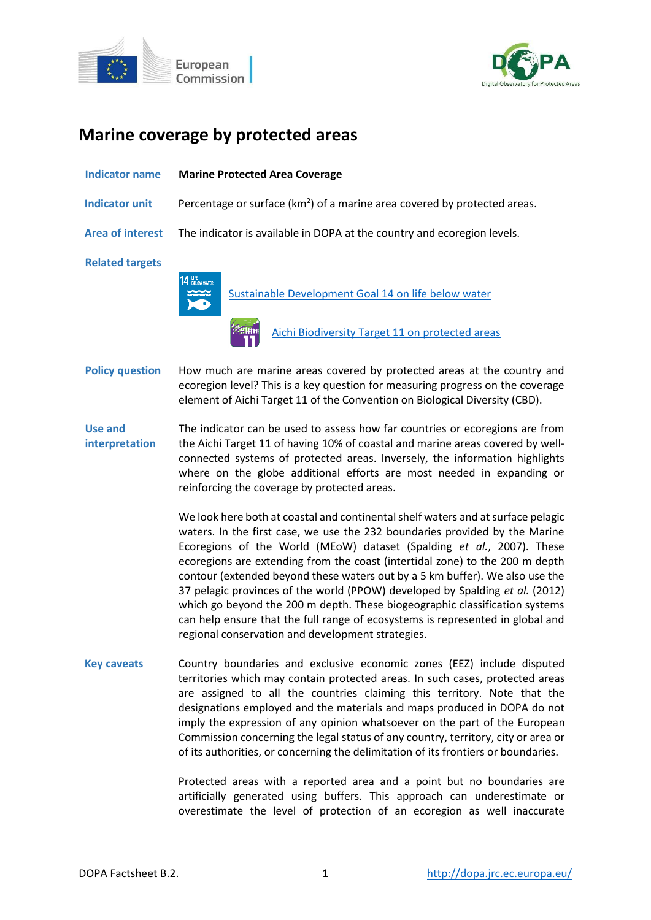# Marine coverage by protected areas

**Indicator name** **Marine Protected Area Coverage**

**Indicator unit** Percentage or surface (km$^2$) of a marine area covered by protected areas.

**Area of interest** The indicator is available in DOPA at the country and ecoregion levels.

**Related targets**

Sustainable Development Goal 14 on life below water

Aichi Biodiversity Target 11 on protected areas

**Policy question** How much are marine areas covered by protected areas at the country and ecoregion level? This is a key question for measuring progress on the coverage element of Aichi Target 11 of the Convention on Biological Diversity (CBD).

**Use and interpretation** The indicator can be used to assess how far countries or ecoregions are from the Aichi Target 11 of having 10% of coastal and marine areas covered by well-connected systems of protected areas. Inversely, the information highlights where on the globe additional efforts are most needed in expanding or reinforcing the coverage by protected areas.

We look here both at coastal and continental shelf waters and at surface pelagic waters. In the first case, we use the 232 boundaries provided by the Marine Ecoregions of the World (MEoW) dataset (Spalding *et al.*, 2007). These ecoregions are extending from the coast (intertidal zone) to the 200 m depth contour (extended beyond these waters out by a 5 km buffer). We also use the 37 pelagic provinces of the world (PPOW) developed by Spalding *et al.* (2012) which go beyond the 200 m depth. These biogeographic classification systems can help ensure that the full range of ecosystems is represented in global and regional conservation and development strategies.

**Key caveats** Country boundaries and exclusive economic zones (EEZ) include disputed territories which may contain protected areas. In such cases, protected areas are assigned to all the countries claiming this territory. Note that the designations employed and the materials and maps produced in DOPA do not imply the expression of any opinion whatsoever on the part of the European Commission concerning the legal status of any country, territory, city or area or of its authorities, or concerning the delimitation of its frontiers or boundaries.

Protected areas with a reported area and a point but no boundaries are artificially generated using buffers. This approach can underestimate or overestimate the level of protection of an ecoregion as well inaccurate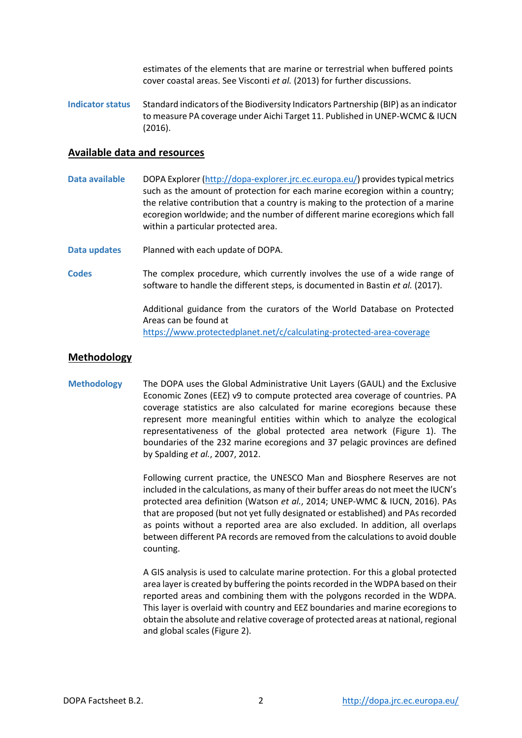estimates of the elements that are marine or terrestrial when buffered points cover coastal areas. See Visconti *et al.* (2013) for further discussions.

**Indicator status** Standard indicators of the Biodiversity Indicators Partnership (BIP) as an indicator to measure PA coverage under Aichi Target 11. Published in UNEP-WCMC & IUCN (2016).

## Available data and resources

**Data available** DOPA Explorer (http://dopa-explorer.jrc.ec.europa.eu/) provides typical metrics such as the amount of protection for each marine ecoregion within a country; the relative contribution that a country is making to the protection of a marine ecoregion worldwide; and the number of different marine ecoregions which fall within a particular protected area.

**Data updates** Planned with each update of DOPA.

**Codes** The complex procedure, which currently involves the use of a wide range of software to handle the different steps, is documented in Bastin *et al.* (2017).

Additional guidance from the curators of the World Database on Protected Areas can be found at https://www.protectedplanet.net/c/calculating-protected-area-coverage

## Methodology

**Methodology** The DOPA uses the Global Administrative Unit Layers (GAUL) and the Exclusive Economic Zones (EEZ) v9 to compute protected area coverage of countries. PA coverage statistics are also calculated for marine ecoregions because these represent more meaningful entities within which to analyze the ecological representativeness of the global protected area network (Figure 1). The boundaries of the 232 marine ecoregions and 37 pelagic provinces are defined by Spalding *et al.*, 2007, 2012.

Following current practice, the UNESCO Man and Biosphere Reserves are not included in the calculations, as many of their buffer areas do not meet the IUCN's protected area definition (Watson *et al.*, 2014; UNEP-WMC & IUCN, 2016). PAs that are proposed (but not yet fully designated or established) and PAs recorded as points without a reported area are also excluded. In addition, all overlaps between different PA records are removed from the calculations to avoid double counting.

A GIS analysis is used to calculate marine protection. For this a global protected area layer is created by buffering the points recorded in the WDPA based on their reported areas and combining them with the polygons recorded in the WDPA. This layer is overlaid with country and EEZ boundaries and marine ecoregions to obtain the absolute and relative coverage of protected areas at national, regional and global scales (Figure 2).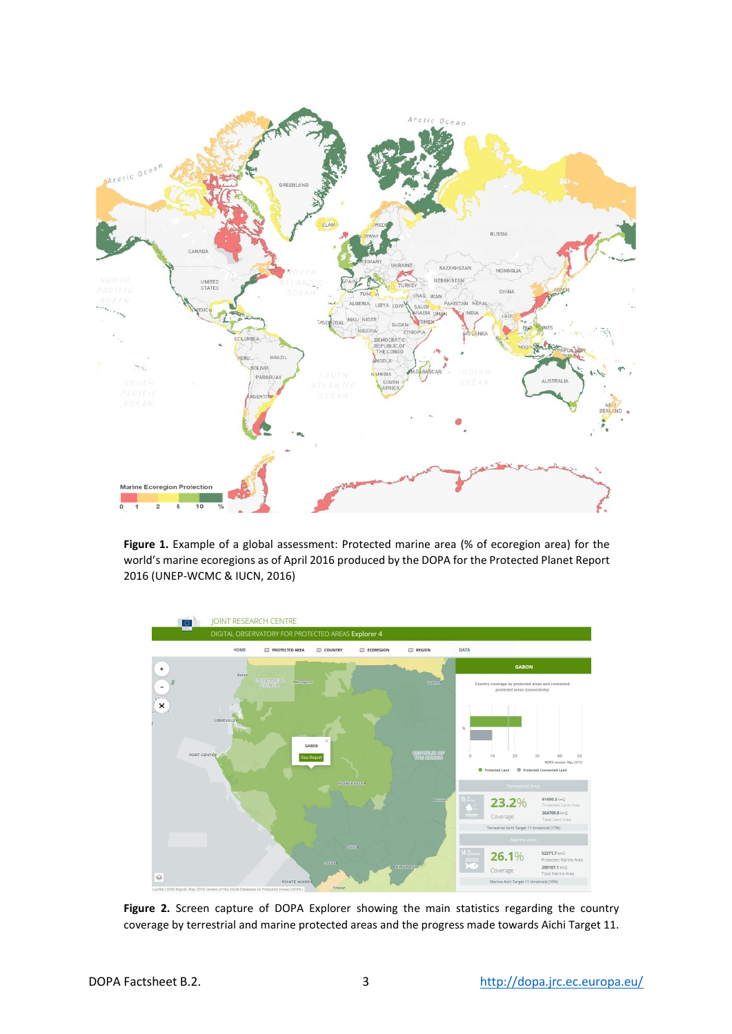**Figure 1.** Example of a global assessment: Protected marine area (% of ecoregion area) for the world's marine ecoregions as of April 2016 produced by the DOPA for the Protected Planet Report 2016 (UNEP-WCMC & IUCN, 2016)

**Figure 2.** Screen capture of DOPA Explorer showing the main statistics regarding the country coverage by terrestrial and marine protected areas and the progress made towards Aichi Target 11.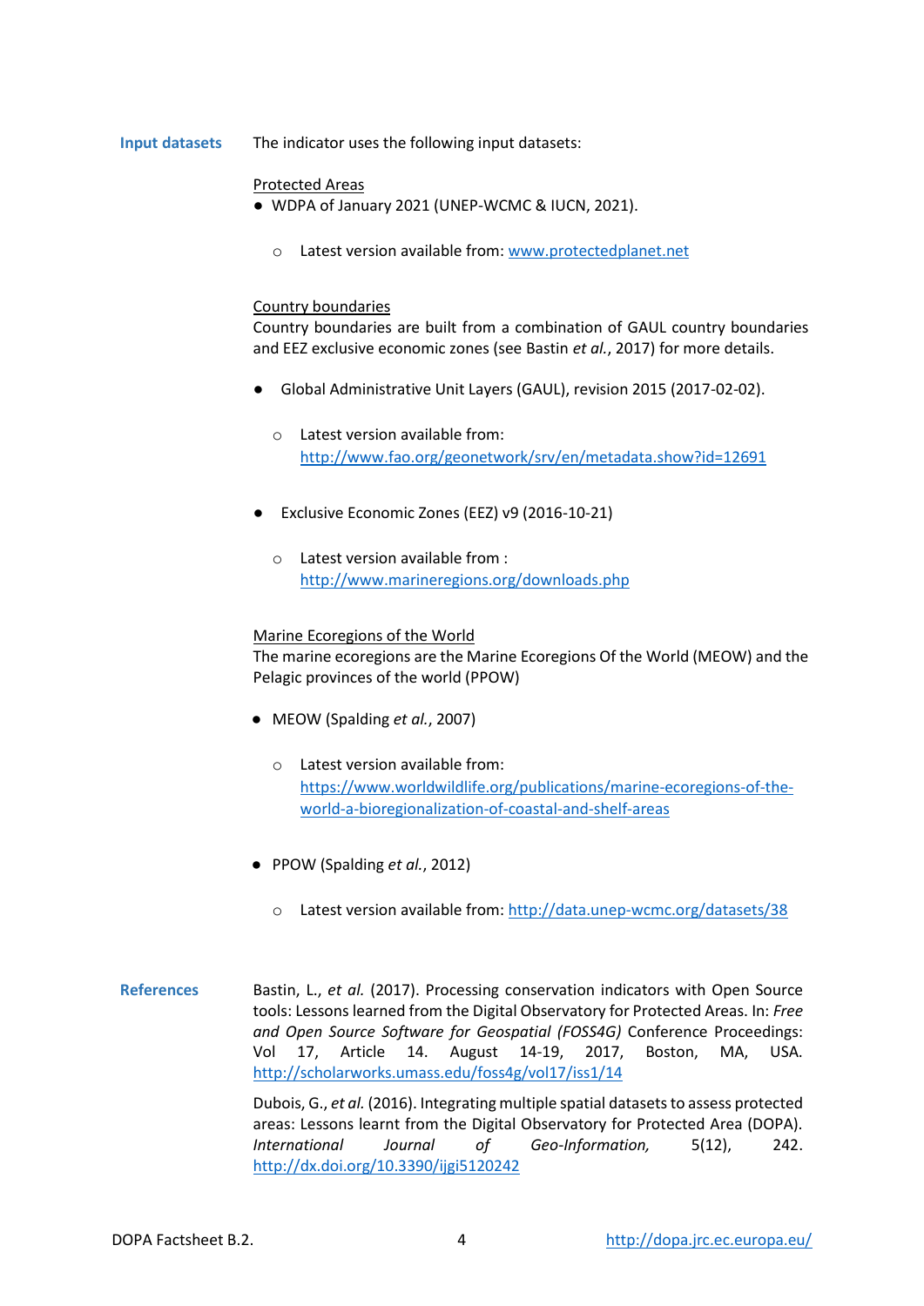**Input datasets**

The indicator uses the following input datasets:

Protected Areas

- WDPA of January 2021 (UNEP-WCMC & IUCN, 2021).
  - Latest version available from: [www.protectedplanet.net](http://www.protectedplanet.net)

Country boundaries

Country boundaries are built from a combination of GAUL country boundaries and EEZ exclusive economic zones (see Bastin *et al.*, 2017) for more details.

- Global Administrative Unit Layers (GAUL), revision 2015 (2017-02-02).
  - Latest version available from: [http://www.fao.org/geonetwork/srv/en/metadata.show?id=12691](http://www.fao.org/geonetwork/srv/en/metadata.show?id=12691)
- Exclusive Economic Zones (EEZ) v9 (2016-10-21)
  - Latest version available from : [http://www.marineregions.org/downloads.php](http://www.marineregions.org/downloads.php)

Marine Ecoregions of the World

The marine ecoregions are the Marine Ecoregions Of the World (MEOW) and the Pelagic provinces of the world (PPOW)

- MEOW (Spalding *et al.*, 2007)
  - Latest version available from: [https://www.worldwildlife.org/publications/marine-ecoregions-of-the-world-a-bioregionalization-of-coastal-and-shelf-areas](https://www.worldwildlife.org/publications/marine-ecoregions-of-the-world-a-bioregionalization-of-coastal-and-shelf-areas)
- PPOW (Spalding *et al.*, 2012)
  - Latest version available from: [http://data.unep-wcmc.org/datasets/38](http://data.unep-wcmc.org/datasets/38)

**References**

Bastin, L., *et al.* (2017). Processing conservation indicators with Open Source tools: Lessons learned from the Digital Observatory for Protected Areas. In: *Free and Open Source Software for Geospatial (FOSS4G)* Conference Proceedings: Vol 17, Article 14. August 14-19, 2017, Boston, MA, USA. [http://scholarworks.umass.edu/foss4g/vol17/iss1/14](http://scholarworks.umass.edu/foss4g/vol17/iss1/14)

Dubois, G., *et al.* (2016). Integrating multiple spatial datasets to assess protected areas: Lessons learnt from the Digital Observatory for Protected Area (DOPA). *International Journal of Geo-Information,* 5(12), 242. [http://dx.doi.org/10.3390/ijgi5120242](http://dx.doi.org/10.3390/ijgi5120242)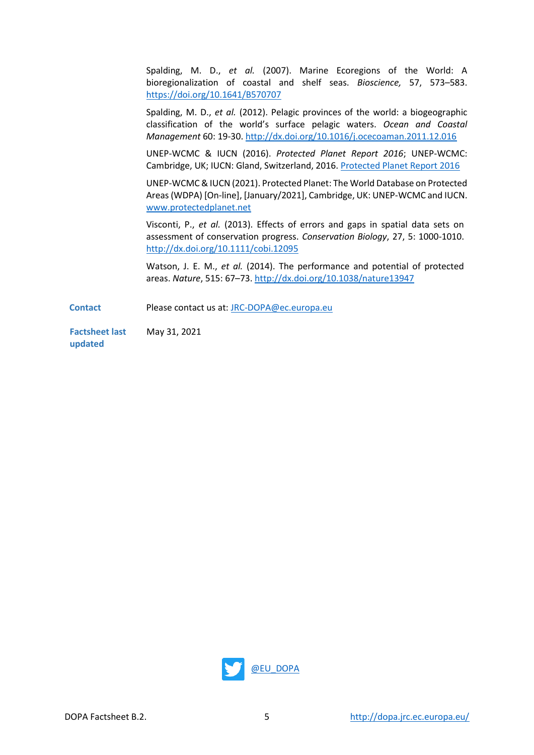Spalding, M. D., *et al.* (2007). Marine Ecoregions of the World: A bioregionalization of coastal and shelf seas. *Bioscience,* 57, 573–583. https://doi.org/10.1641/B570707

Spalding, M. D., *et al.* (2012). Pelagic provinces of the world: a biogeographic classification of the world's surface pelagic waters. *Ocean and Coastal Management* 60: 19-30. http://dx.doi.org/10.1016/j.ocecoaman.2011.12.016

UNEP-WCMC & IUCN (2016). *Protected Planet Report 2016*; UNEP-WCMC: Cambridge, UK; IUCN: Gland, Switzerland, 2016. Protected Planet Report 2016

UNEP-WCMC & IUCN (2021). Protected Planet: The World Database on Protected Areas (WDPA) [On-line], [January/2021], Cambridge, UK: UNEP-WCMC and IUCN. www.protectedplanet.net

Visconti, P., *et al.* (2013). Effects of errors and gaps in spatial data sets on assessment of conservation progress. *Conservation Biology*, 27, 5: 1000-1010. http://dx.doi.org/10.1111/cobi.12095

Watson, J. E. M., *et al.* (2014). The performance and potential of protected areas. *Nature*, 515: 67–73. http://dx.doi.org/10.1038/nature13947

**Contact** Please contact us at: JRC-DOPA@ec.europa.eu

**Factsheet last updated** May 31, 2021

@EU_DOPA